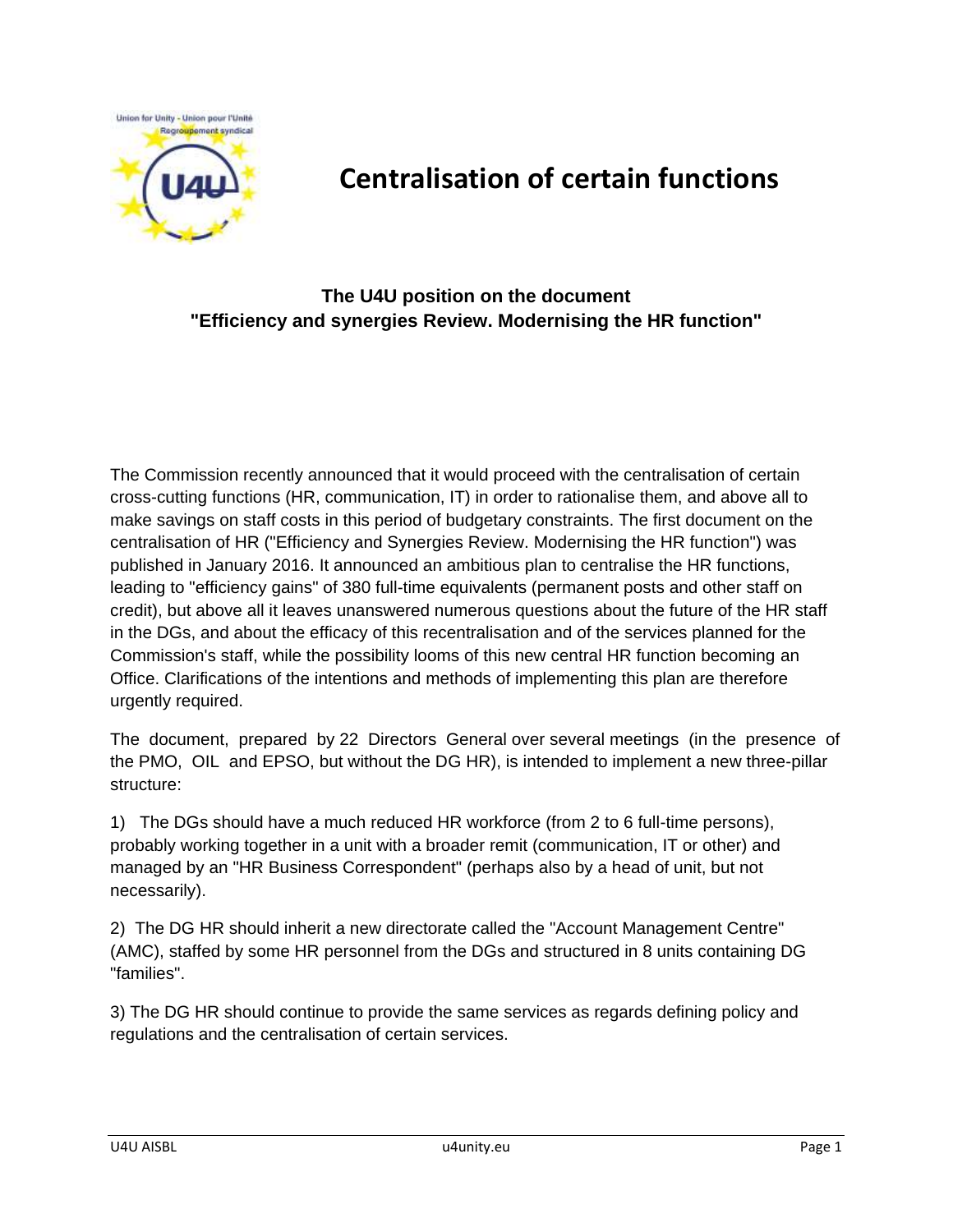# Centralisation of certain functions

**The U4U position on the document**
**"Efficiency and synergies Review. Modernising the HR function"**

The Commission recently announced that it would proceed with the centralisation of certain cross-cutting functions (HR, communication, IT) in order to rationalise them, and above all to make savings on staff costs in this period of budgetary constraints. The first document on the centralisation of HR ("Efficiency and Synergies Review. Modernising the HR function") was published in January 2016. It announced an ambitious plan to centralise the HR functions, leading to "efficiency gains" of 380 full-time equivalents (permanent posts and other staff on credit), but above all it leaves unanswered numerous questions about the future of the HR staff in the DGs, and about the efficacy of this recentralisation and of the services planned for the Commission's staff, while the possibility looms of this new central HR function becoming an Office. Clarifications of the intentions and methods of implementing this plan are therefore urgently required.

The document, prepared by 22 Directors General over several meetings (in the presence of the PMO, OIL and EPSO, but without the DG HR), is intended to implement a new three-pillar structure:

1) The DGs should have a much reduced HR workforce (from 2 to 6 full-time persons), probably working together in a unit with a broader remit (communication, IT or other) and managed by an "HR Business Correspondent" (perhaps also by a head of unit, but not necessarily).

2) The DG HR should inherit a new directorate called the "Account Management Centre" (AMC), staffed by some HR personnel from the DGs and structured in 8 units containing DG "families".

3) The DG HR should continue to provide the same services as regards defining policy and regulations and the centralisation of certain services.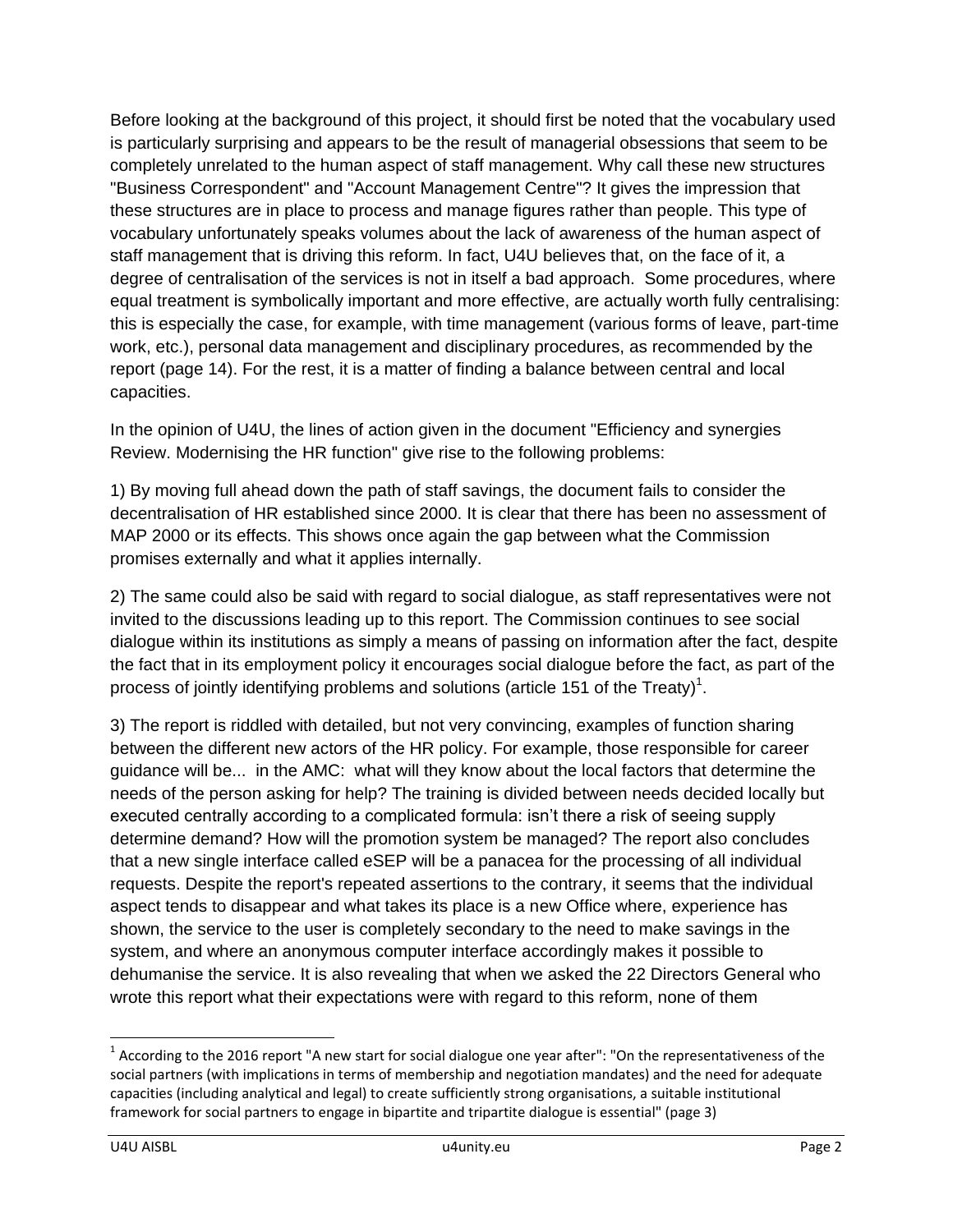Before looking at the background of this project, it should first be noted that the vocabulary used is particularly surprising and appears to be the result of managerial obsessions that seem to be completely unrelated to the human aspect of staff management. Why call these new structures "Business Correspondent" and "Account Management Centre"? It gives the impression that these structures are in place to process and manage figures rather than people. This type of vocabulary unfortunately speaks volumes about the lack of awareness of the human aspect of staff management that is driving this reform. In fact, U4U believes that, on the face of it, a degree of centralisation of the services is not in itself a bad approach. Some procedures, where equal treatment is symbolically important and more effective, are actually worth fully centralising: this is especially the case, for example, with time management (various forms of leave, part-time work, etc.), personal data management and disciplinary procedures, as recommended by the report (page 14). For the rest, it is a matter of finding a balance between central and local capacities.

In the opinion of U4U, the lines of action given in the document "Efficiency and synergies Review. Modernising the HR function" give rise to the following problems:

1) By moving full ahead down the path of staff savings, the document fails to consider the decentralisation of HR established since 2000. It is clear that there has been no assessment of MAP 2000 or its effects. This shows once again the gap between what the Commission promises externally and what it applies internally.

2) The same could also be said with regard to social dialogue, as staff representatives were not invited to the discussions leading up to this report. The Commission continues to see social dialogue within its institutions as simply a means of passing on information after the fact, despite the fact that in its employment policy it encourages social dialogue before the fact, as part of the process of jointly identifying problems and solutions (article 151 of the Treaty)[1].

3) The report is riddled with detailed, but not very convincing, examples of function sharing between the different new actors of the HR policy. For example, those responsible for career guidance will be... in the AMC: what will they know about the local factors that determine the needs of the person asking for help? The training is divided between needs decided locally but executed centrally according to a complicated formula: isn't there a risk of seeing supply determine demand? How will the promotion system be managed? The report also concludes that a new single interface called eSEP will be a panacea for the processing of all individual requests. Despite the report's repeated assertions to the contrary, it seems that the individual aspect tends to disappear and what takes its place is a new Office where, experience has shown, the service to the user is completely secondary to the need to make savings in the system, and where an anonymous computer interface accordingly makes it possible to dehumanise the service. It is also revealing that when we asked the 22 Directors General who wrote this report what their expectations were with regard to this reform, none of them

[1] According to the 2016 report "A new start for social dialogue one year after": "On the representativeness of the social partners (with implications in terms of membership and negotiation mandates) and the need for adequate capacities (including analytical and legal) to create sufficiently strong organisations, a suitable institutional framework for social partners to engage in bipartite and tripartite dialogue is essential" (page 3)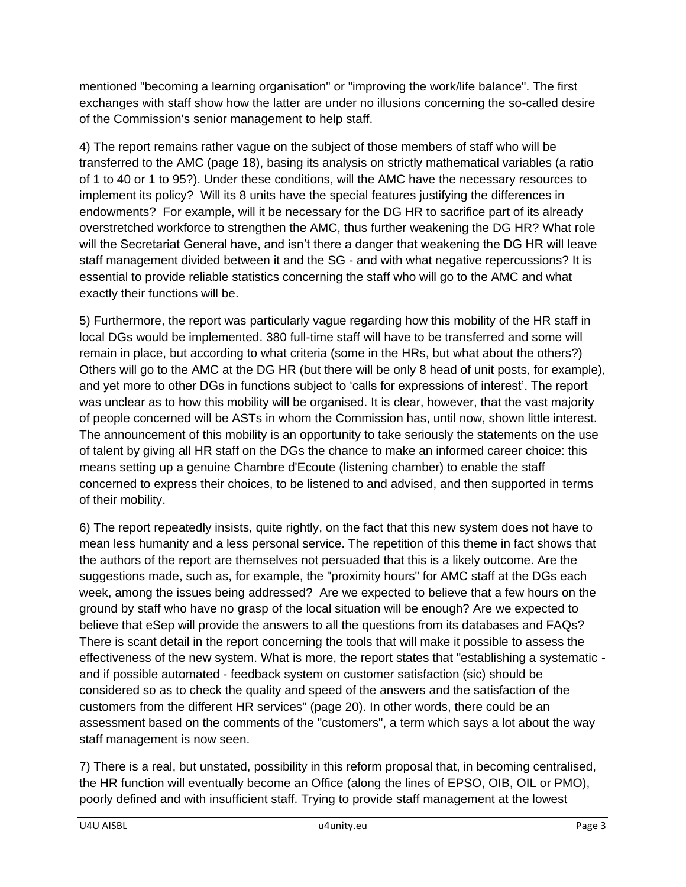mentioned "becoming a learning organisation" or "improving the work/life balance". The first exchanges with staff show how the latter are under no illusions concerning the so-called desire of the Commission's senior management to help staff.

4) The report remains rather vague on the subject of those members of staff who will be transferred to the AMC (page 18), basing its analysis on strictly mathematical variables (a ratio of 1 to 40 or 1 to 95?). Under these conditions, will the AMC have the necessary resources to implement its policy? Will its 8 units have the special features justifying the differences in endowments? For example, will it be necessary for the DG HR to sacrifice part of its already overstretched workforce to strengthen the AMC, thus further weakening the DG HR? What role will the Secretariat General have, and isn't there a danger that weakening the DG HR will leave staff management divided between it and the SG - and with what negative repercussions? It is essential to provide reliable statistics concerning the staff who will go to the AMC and what exactly their functions will be.

5) Furthermore, the report was particularly vague regarding how this mobility of the HR staff in local DGs would be implemented. 380 full-time staff will have to be transferred and some will remain in place, but according to what criteria (some in the HRs, but what about the others?) Others will go to the AMC at the DG HR (but there will be only 8 head of unit posts, for example), and yet more to other DGs in functions subject to 'calls for expressions of interest'. The report was unclear as to how this mobility will be organised. It is clear, however, that the vast majority of people concerned will be ASTs in whom the Commission has, until now, shown little interest. The announcement of this mobility is an opportunity to take seriously the statements on the use of talent by giving all HR staff on the DGs the chance to make an informed career choice: this means setting up a genuine Chambre d'Ecoute (listening chamber) to enable the staff concerned to express their choices, to be listened to and advised, and then supported in terms of their mobility.

6) The report repeatedly insists, quite rightly, on the fact that this new system does not have to mean less humanity and a less personal service. The repetition of this theme in fact shows that the authors of the report are themselves not persuaded that this is a likely outcome. Are the suggestions made, such as, for example, the "proximity hours" for AMC staff at the DGs each week, among the issues being addressed? Are we expected to believe that a few hours on the ground by staff who have no grasp of the local situation will be enough? Are we expected to believe that eSep will provide the answers to all the questions from its databases and FAQs? There is scant detail in the report concerning the tools that will make it possible to assess the effectiveness of the new system. What is more, the report states that "establishing a systematic - and if possible automated - feedback system on customer satisfaction (sic) should be considered so as to check the quality and speed of the answers and the satisfaction of the customers from the different HR services" (page 20). In other words, there could be an assessment based on the comments of the "customers", a term which says a lot about the way staff management is now seen.

7) There is a real, but unstated, possibility in this reform proposal that, in becoming centralised, the HR function will eventually become an Office (along the lines of EPSO, OIB, OIL or PMO), poorly defined and with insufficient staff. Trying to provide staff management at the lowest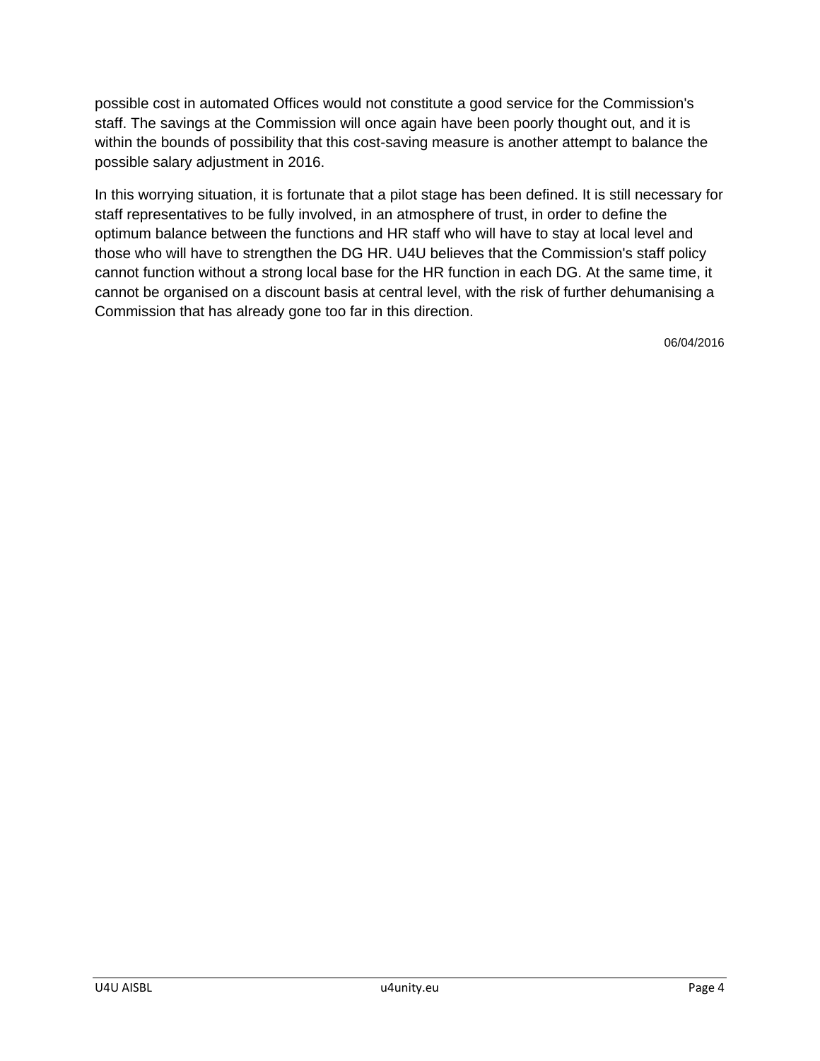possible cost in automated Offices would not constitute a good service for the Commission's staff. The savings at the Commission will once again have been poorly thought out, and it is within the bounds of possibility that this cost-saving measure is another attempt to balance the possible salary adjustment in 2016.

In this worrying situation, it is fortunate that a pilot stage has been defined. It is still necessary for staff representatives to be fully involved, in an atmosphere of trust, in order to define the optimum balance between the functions and HR staff who will have to stay at local level and those who will have to strengthen the DG HR. U4U believes that the Commission's staff policy cannot function without a strong local base for the HR function in each DG. At the same time, it cannot be organised on a discount basis at central level, with the risk of further dehumanising a Commission that has already gone too far in this direction.

06/04/2016